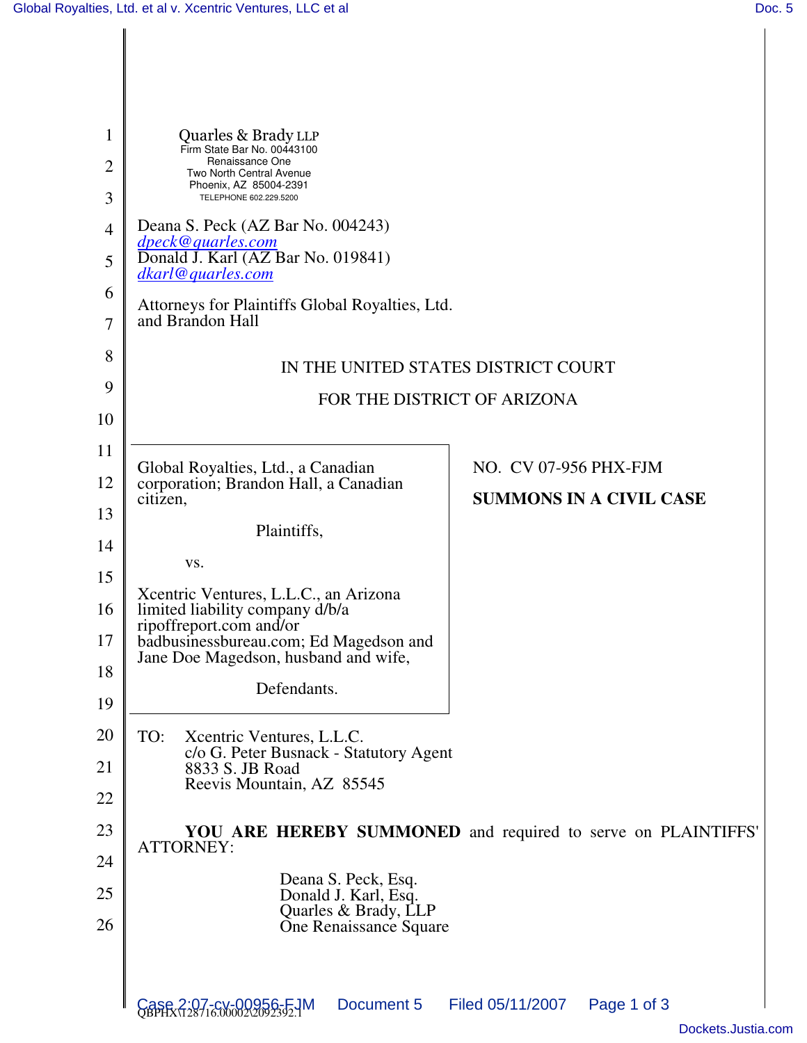Quarles & Brady LLP
Firm State Bar No. 00443100
Renaissance One
Two North Central Avenue
Phoenix, AZ 85004-2391
TELEPHONE 602.229.5200

Deana S. Peck (AZ Bar No. 004243)
dpeck@quarles.com
Donald J. Karl (AZ Bar No. 019841)
dkarl@quarles.com

Attorneys for Plaintiffs Global Royalties, Ltd. and Brandon Hall

IN THE UNITED STATES DISTRICT COURT

FOR THE DISTRICT OF ARIZONA

| | |
|---|---|
| Global Royalties, Ltd., a Canadian corporation; Brandon Hall, a Canadian citizen,<br><br>Plaintiffs,<br><br>vs.<br><br>Xcentric Ventures, L.L.C., an Arizona limited liability company d/b/a ripoffreport.com and/or badbusinessbureau.com; Ed Magedson and Jane Doe Magedson, husband and wife,<br><br>Defendants. | NO. CV 07-956 PHX-FJM<br><br>**SUMMONS IN A CIVIL CASE** |

TO: Xcentric Ventures, L.L.C.
c/o G. Peter Busnack - Statutory Agent
8833 S. JB Road
Reevis Mountain, AZ 85545

**YOU ARE HEREBY SUMMONED** and required to serve on PLAINTIFFS' ATTORNEY:

Deana S. Peck, Esq.
Donald J. Karl, Esq.
Quarles & Brady, LLP
One Renaissance Square

QBPHX\128716.00002\2092392.1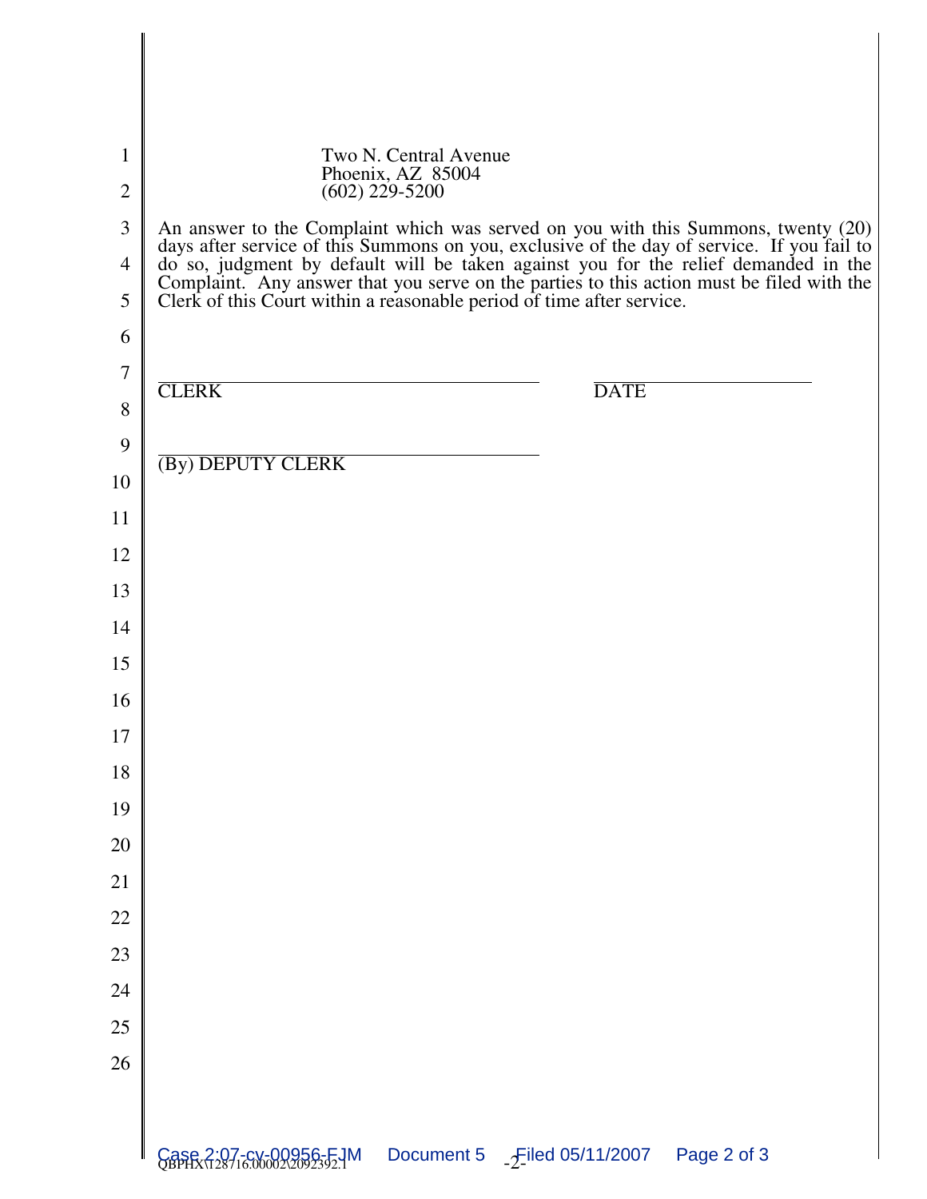Two N. Central Avenue
Phoenix, AZ 85004
(602) 229-5200

An answer to the Complaint which was served on you with this Summons, twenty (20) days after service of this Summons on you, exclusive of the day of service. If you fail to do so, judgment by default will be taken against you for the relief demanded in the Complaint. Any answer that you serve on the parties to this action must be filed with the Clerk of this Court within a reasonable period of time after service.

______________________________
CLERK

______________________________
DATE

______________________________
(By) DEPUTY CLERK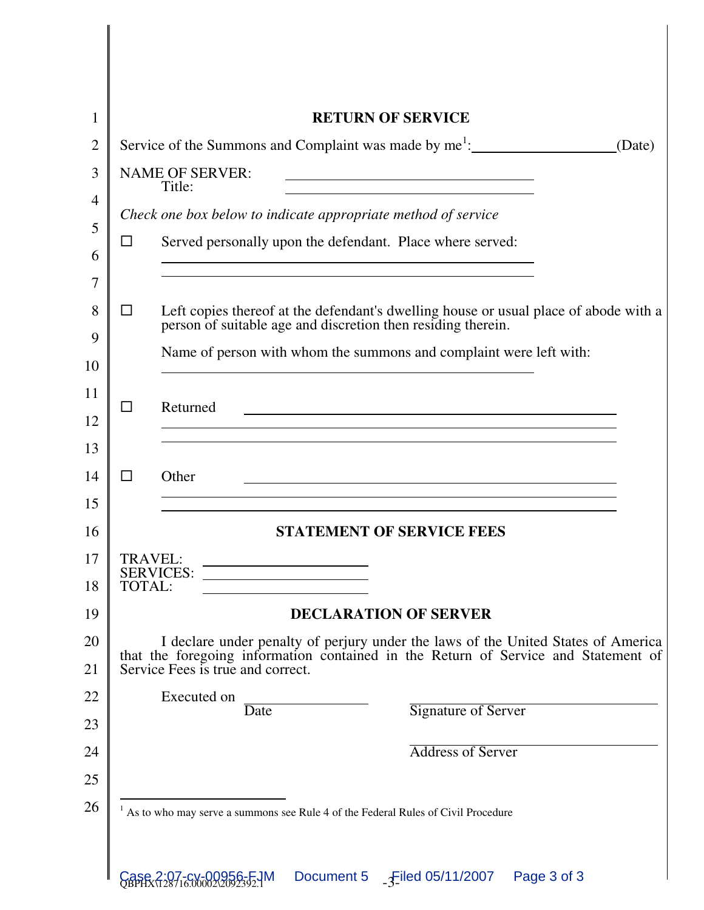# RETURN OF SERVICE

Service of the Summons and Complaint was made by me[1]: ____________________ (Date)

NAME OF SERVER: ______________________________

Title: ______________________________

*Check one box below to indicate appropriate method of service*

☐ Served personally upon the defendant. Place where served:

______________________________

______________________________

☐ Left copies thereof at the defendant's dwelling house or usual place of abode with a person of suitable age and discretion then residing therein.

Name of person with whom the summons and complaint were left with:

______________________________

☐ Returned ______________________________

______________________________

______________________________

☐ Other ______________________________

______________________________

______________________________

## STATEMENT OF SERVICE FEES

TRAVEL: ____________________

SERVICES: ____________________

TOTAL: ____________________

## DECLARATION OF SERVER

I declare under penalty of perjury under the laws of the United States of America that the foregoing information contained in the Return of Service and Statement of Service Fees is true and correct.

Executed on ____________________ ______________________________
Date Signature of Server

______________________________
Address of Server

[1] As to who may serve a summons see Rule 4 of the Federal Rules of Civil Procedure